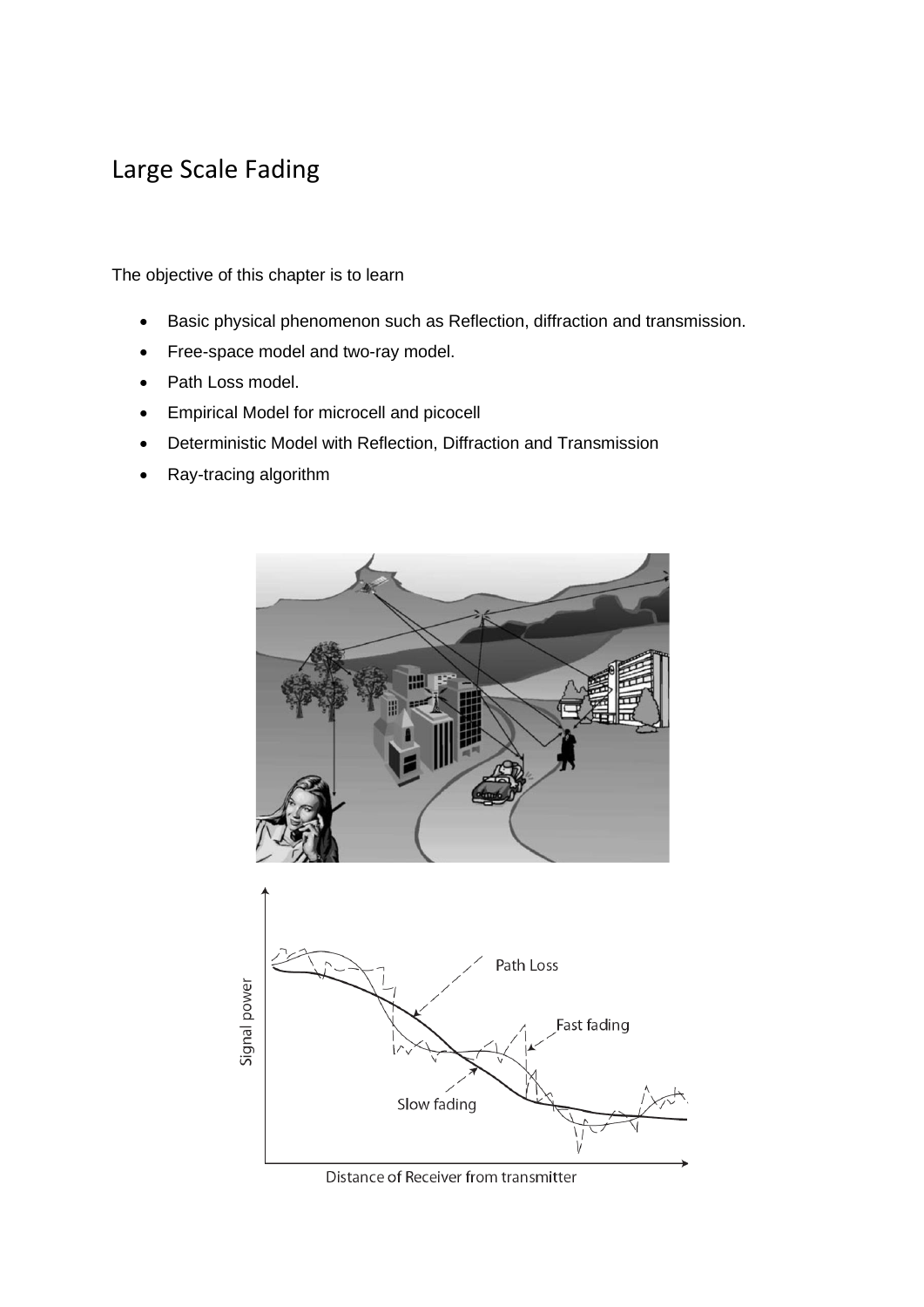# Large Scale Fading

The objective of this chapter is to learn

- Basic physical phenomenon such as Reflection, diffraction and transmission.
- Free-space model and two-ray model.
- Path Loss model.
- Empirical Model for microcell and picocell
- Deterministic Model with Reflection, Diffraction and Transmission
- Ray-tracing algorithm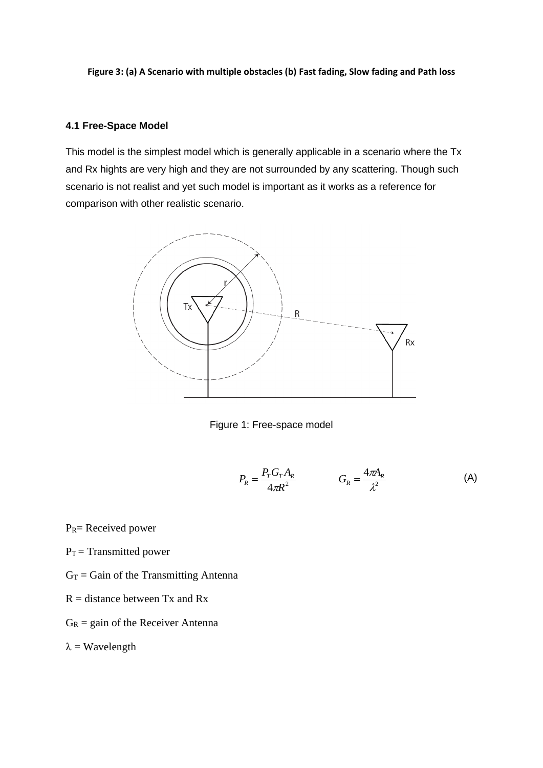**Figure 3: (a) A Scenario with multiple obstacles (b) Fast fading, Slow fading and Path loss**

### 4.1 Free-Space Model

This model is the simplest model which is generally applicable in a scenario where the Tx and Rx hights are very high and they are not surrounded by any scattering. Though such scenario is not realist and yet such model is important as it works as a reference for comparison with other realistic scenario.

Figure 1: Free-space model

$$P_R = \frac{P_T G_T A_R}{4\pi R^2} \qquad G_R = \frac{4\pi A_R}{\lambda^2} \tag{A}$$

$P_R$= Received power

$P_T$ = Transmitted power

$G_T$ = Gain of the Transmitting Antenna

R = distance between Tx and Rx

$G_R$ = gain of the Receiver Antenna

$\lambda$ = Wavelength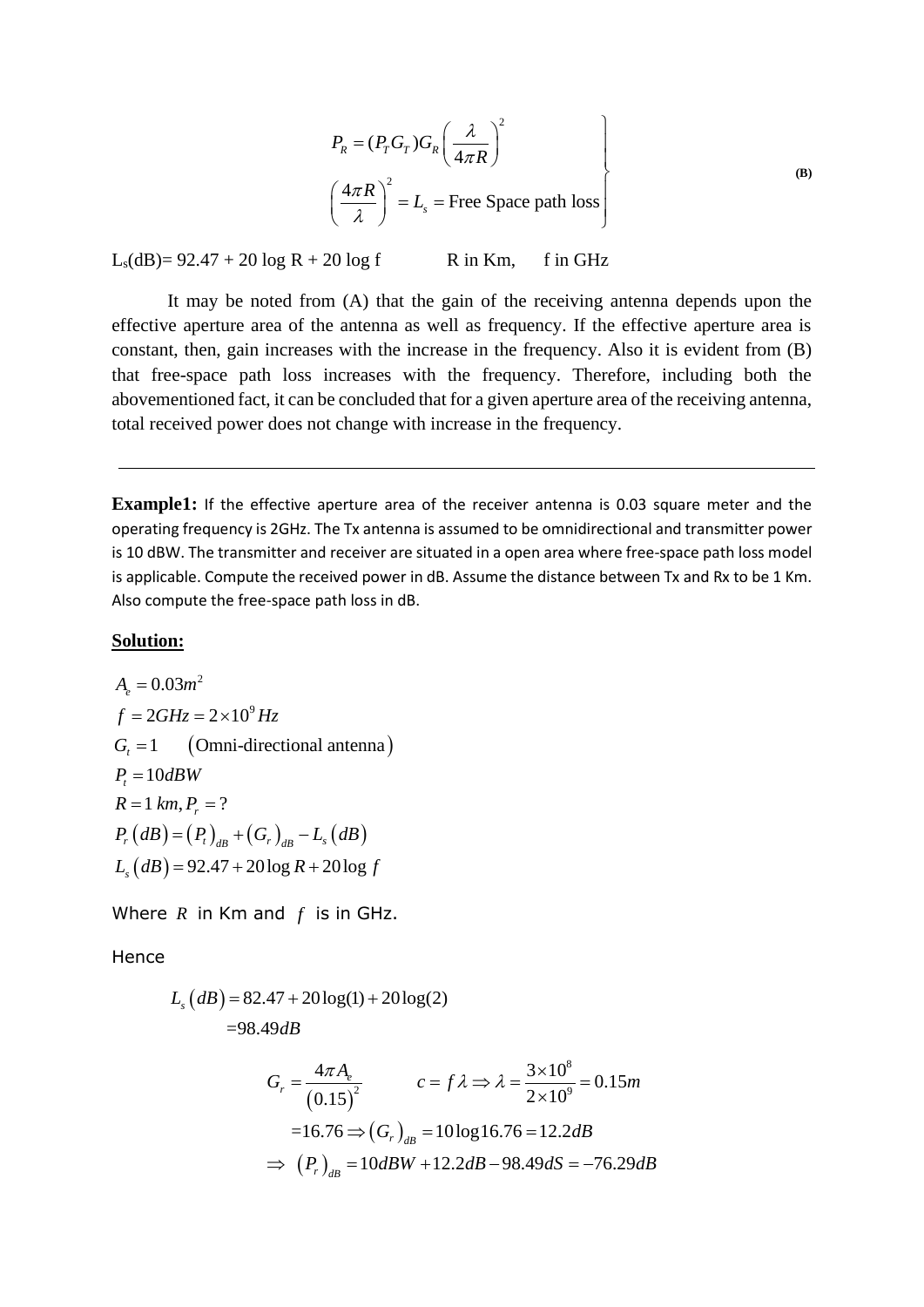$$
\left.
\begin{aligned}
P_R &= (P_T G_T) G_R \left( \frac{\lambda}{4\pi R} \right)^2 \\
\left( \frac{4\pi R}{\lambda} \right)^2 &= L_s = \text{Free Space path loss}
\end{aligned}
\right\} \qquad \textbf{(B)}
$$

$L_s$(dB)= 92.47 + 20 log R + 20 log f  R in Km,  f in GHz

It may be noted from (A) that the gain of the receiving antenna depends upon the effective aperture area of the antenna as well as frequency. If the effective aperture area is constant, then, gain increases with the increase in the frequency. Also it is evident from (B) that free-space path loss increases with the frequency. Therefore, including both the abovementioned fact, it can be concluded that for a given aperture area of the receiving antenna, total received power does not change with increase in the frequency.

---

**Example1:** If the effective aperture area of the receiver antenna is 0.03 square meter and the operating frequency is 2GHz. The Tx antenna is assumed to be omnidirectional and transmitter power is 10 dBW. The transmitter and receiver are situated in a open area where free-space path loss model is applicable. Compute the received power in dB. Assume the distance between Tx and Rx to be 1 Km. Also compute the free-space path loss in dB.

<u>**Solution:**</u>

$$
\begin{aligned}
&A_e = 0.03 m^2 \\
&f = 2GHz = 2 \times 10^9 Hz \\
&G_t = 1 \quad (\text{Omni-directional antenna}) \\
&P_t = 10 dBW \\
&R = 1\, km, P_r = ? \\
&P_r(dB) = (P_t)_{dB} + (G_r)_{dB} - L_s(dB) \\
&L_s(dB) = 92.47 + 20 \log R + 20 \log f
\end{aligned}
$$

Where $R$ in Km and $f$ is in GHz.

Hence

$$
\begin{aligned}
L_s(dB) &= 82.47 + 20\log(1) + 20\log(2) \\
&= 98.49 dB
\end{aligned}
$$

$$
\begin{aligned}
G_r &= \frac{4\pi A_e}{(0.15)^2} \qquad c = f\lambda \Rightarrow \lambda = \frac{3 \times 10^8}{2 \times 10^9} = 0.15m \\
&= 16.76 \Rightarrow (G_r)_{dB} = 10\log 16.76 = 12.2dB \\
\Rightarrow \ (P_r)_{dB} &= 10dBW + 12.2dB - 98.49dS = -76.29dB
\end{aligned}
$$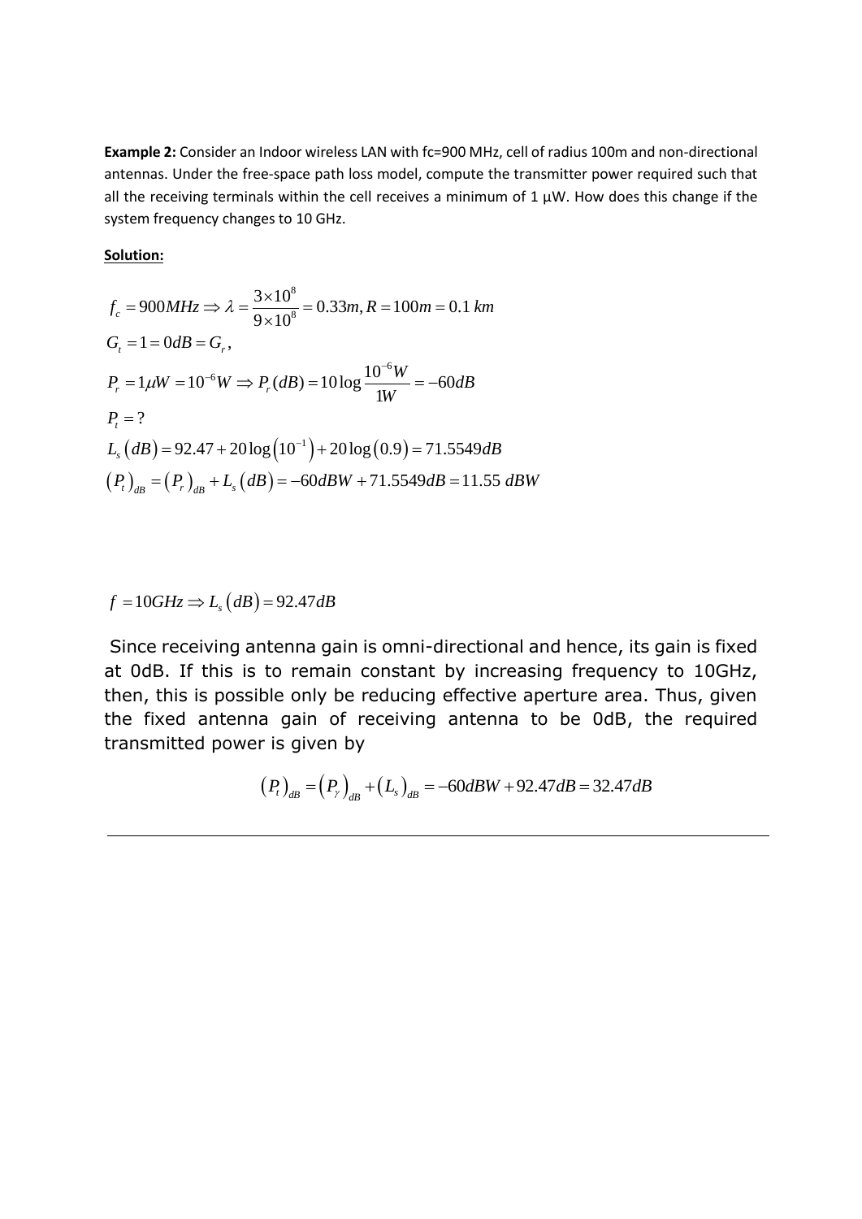**Example 2:** Consider an Indoor wireless LAN with fc=900 MHz, cell of radius 100m and non-directional antennas. Under the free-space path loss model, compute the transmitter power required such that all the receiving terminals within the cell receives a minimum of 1 μW. How does this change if the system frequency changes to 10 GHz.

**Solution:**

$$f_c = 900MHz \Rightarrow \lambda = \frac{3\times10^8}{9\times10^8} = 0.33m, R = 100m = 0.1\ km$$

$$G_t = 1 = 0dB = G_r,$$

$$P_r = 1\mu W = 10^{-6}W \Rightarrow P_r(dB) = 10\log\frac{10^{-6}W}{1W} = -60dB$$

$$P_t = ?$$

$$L_s(dB) = 92.47 + 20\log(10^{-1}) + 20\log(0.9) = 71.5549dB$$

$$(P_t)_{dB} = (P_r)_{dB} + L_s(dB) = -60dBW + 71.5549dB = 11.55\ dBW$$

$$f = 10GHz \Rightarrow L_s(dB) = 92.47dB$$

Since receiving antenna gain is omni-directional and hence, its gain is fixed at 0dB. If this is to remain constant by increasing frequency to 10GHz, then, this is possible only be reducing effective aperture area. Thus, given the fixed antenna gain of receiving antenna to be 0dB, the required transmitted power is given by

$$(P_t)_{dB} = (P_\gamma)_{dB} + (L_s)_{dB} = -60dBW + 92.47dB = 32.47dB$$

---